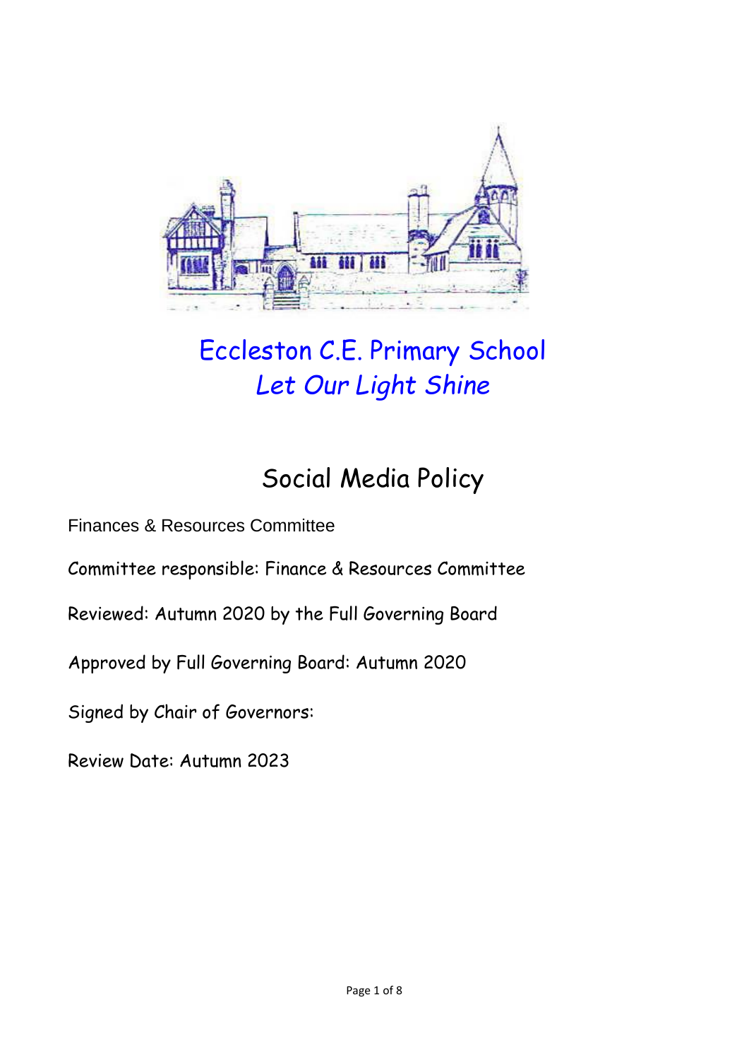# Eccleston C.E. Primary School

*Let Our Light Shine*

# Social Media Policy

Finances & Resources Committee

Committee responsible: Finance & Resources Committee

Reviewed: Autumn 2020 by the Full Governing Board

Approved by Full Governing Board: Autumn 2020

Signed by Chair of Governors:

Review Date: Autumn 2023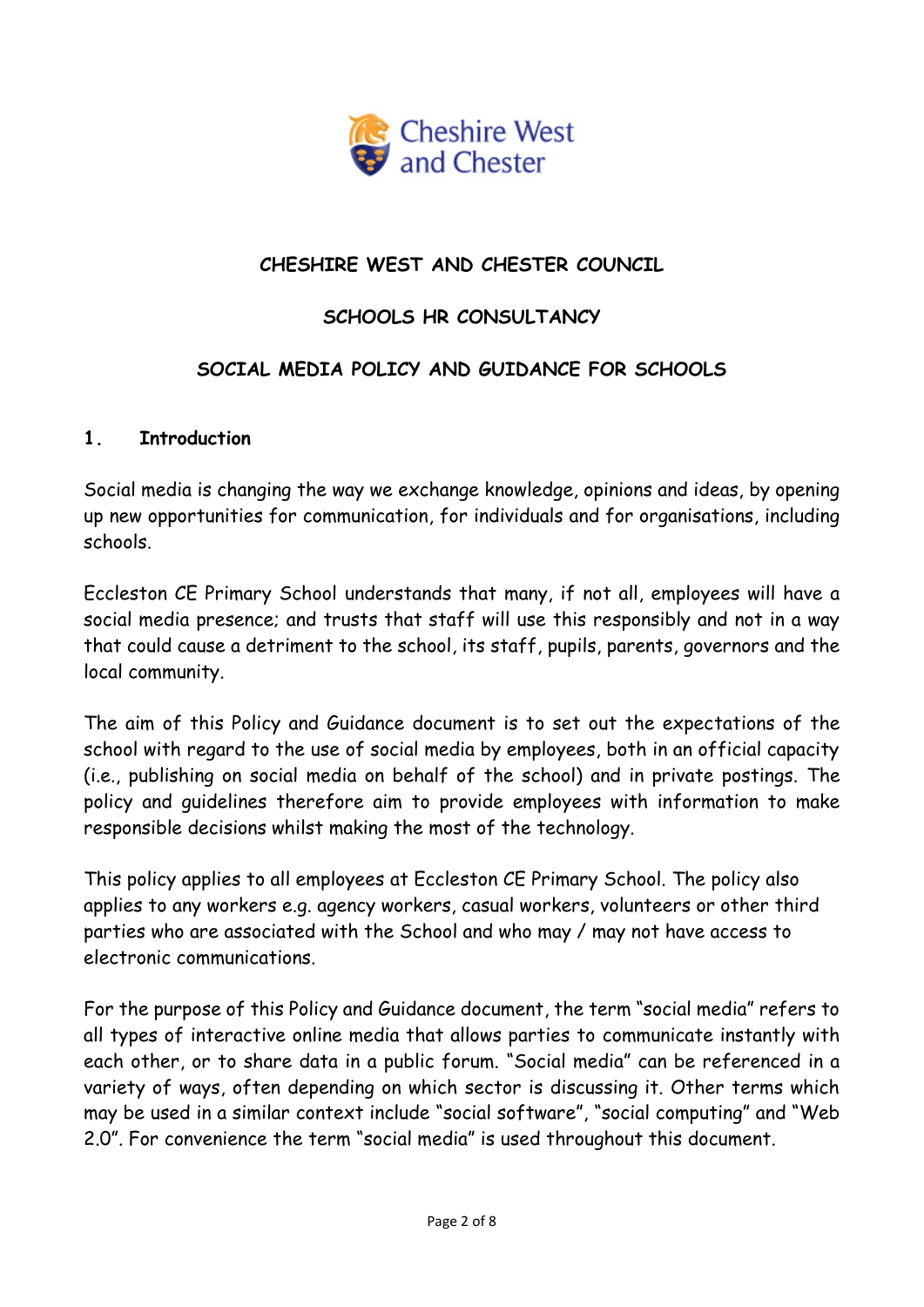Cheshire West and Chester

**CHESHIRE WEST AND CHESTER COUNCIL**

**SCHOOLS HR CONSULTANCY**

**SOCIAL MEDIA POLICY AND GUIDANCE FOR SCHOOLS**

## 1. Introduction

Social media is changing the way we exchange knowledge, opinions and ideas, by opening up new opportunities for communication, for individuals and for organisations, including schools.

Eccleston CE Primary School understands that many, if not all, employees will have a social media presence; and trusts that staff will use this responsibly and not in a way that could cause a detriment to the school, its staff, pupils, parents, governors and the local community.

The aim of this Policy and Guidance document is to set out the expectations of the school with regard to the use of social media by employees, both in an official capacity (i.e., publishing on social media on behalf of the school) and in private postings. The policy and guidelines therefore aim to provide employees with information to make responsible decisions whilst making the most of the technology.

This policy applies to all employees at Eccleston CE Primary School. The policy also applies to any workers e.g. agency workers, casual workers, volunteers or other third parties who are associated with the School and who may / may not have access to electronic communications.

For the purpose of this Policy and Guidance document, the term "social media" refers to all types of interactive online media that allows parties to communicate instantly with each other, or to share data in a public forum. "Social media" can be referenced in a variety of ways, often depending on which sector is discussing it. Other terms which may be used in a similar context include "social software", "social computing" and "Web 2.0". For convenience the term "social media" is used throughout this document.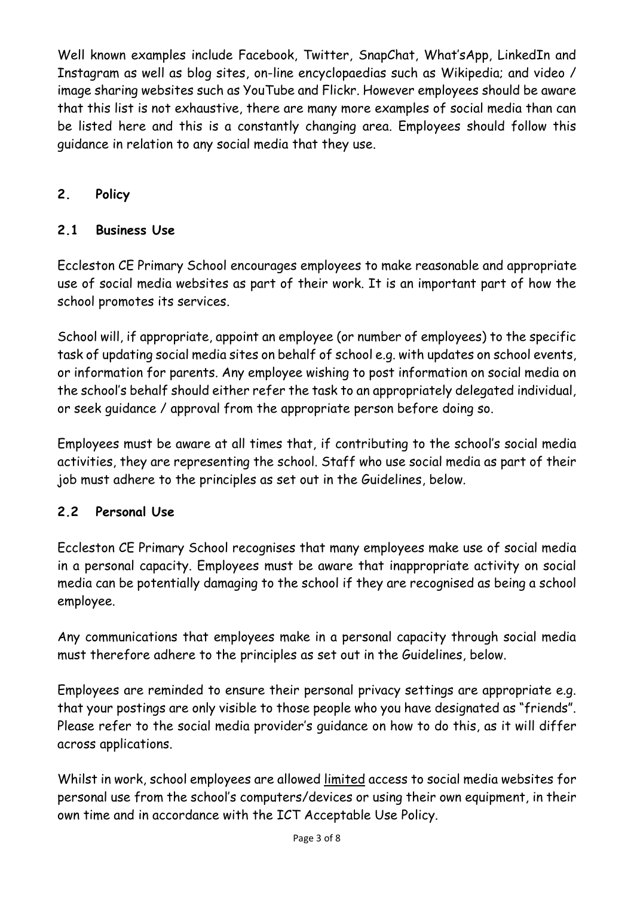Well known examples include Facebook, Twitter, SnapChat, What'sApp, LinkedIn and Instagram as well as blog sites, on-line encyclopaedias such as Wikipedia; and video / image sharing websites such as YouTube and Flickr. However employees should be aware that this list is not exhaustive, there are many more examples of social media than can be listed here and this is a constantly changing area. Employees should follow this guidance in relation to any social media that they use.

## 2. Policy

### 2.1 Business Use

Eccleston CE Primary School encourages employees to make reasonable and appropriate use of social media websites as part of their work. It is an important part of how the school promotes its services.

School will, if appropriate, appoint an employee (or number of employees) to the specific task of updating social media sites on behalf of school e.g. with updates on school events, or information for parents. Any employee wishing to post information on social media on the school's behalf should either refer the task to an appropriately delegated individual, or seek guidance / approval from the appropriate person before doing so.

Employees must be aware at all times that, if contributing to the school's social media activities, they are representing the school. Staff who use social media as part of their job must adhere to the principles as set out in the Guidelines, below.

### 2.2 Personal Use

Eccleston CE Primary School recognises that many employees make use of social media in a personal capacity. Employees must be aware that inappropriate activity on social media can be potentially damaging to the school if they are recognised as being a school employee.

Any communications that employees make in a personal capacity through social media must therefore adhere to the principles as set out in the Guidelines, below.

Employees are reminded to ensure their personal privacy settings are appropriate e.g. that your postings are only visible to those people who you have designated as "friends". Please refer to the social media provider's guidance on how to do this, as it will differ across applications.

Whilst in work, school employees are allowed limited access to social media websites for personal use from the school's computers/devices or using their own equipment, in their own time and in accordance with the ICT Acceptable Use Policy.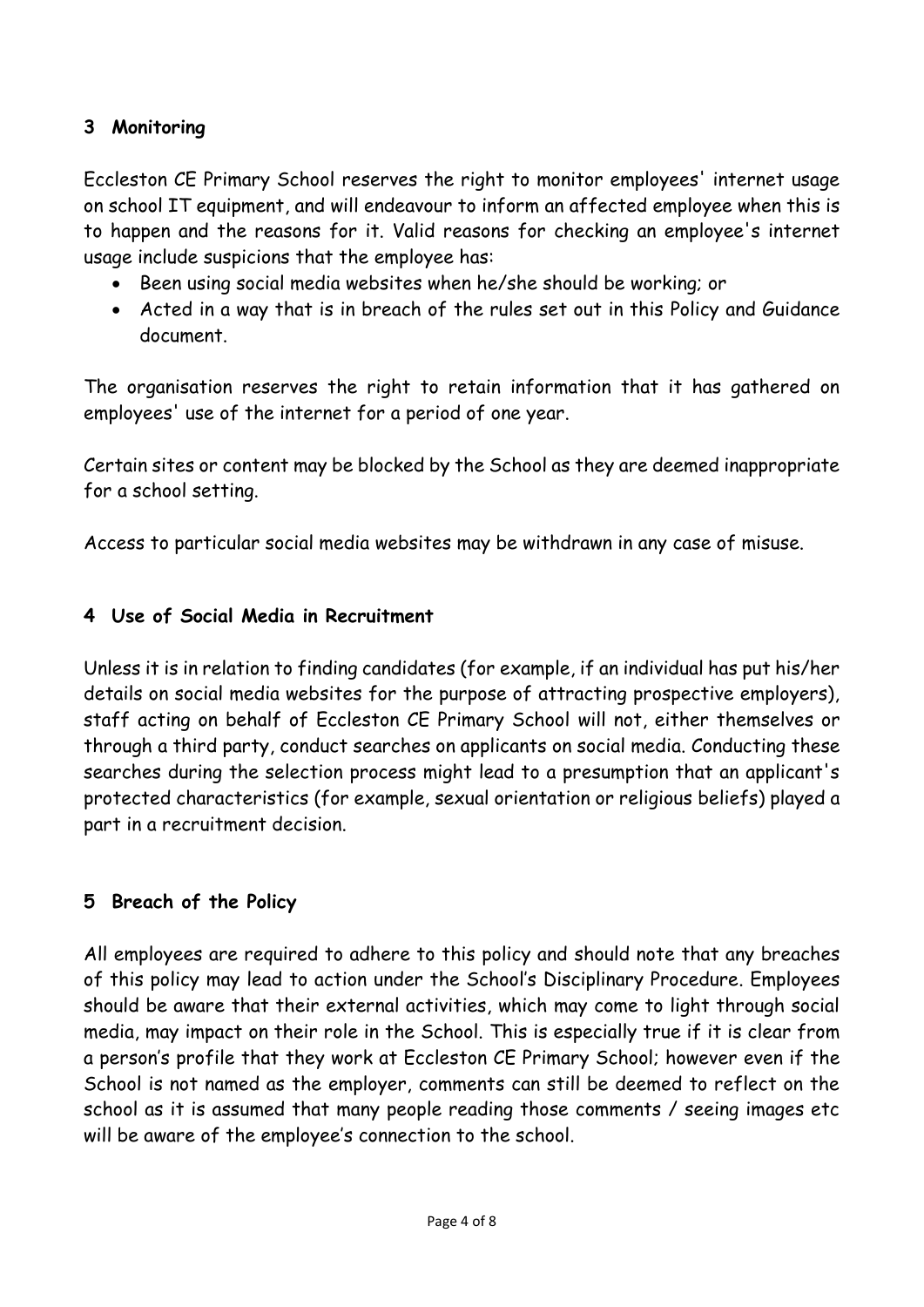## 3 Monitoring

Eccleston CE Primary School reserves the right to monitor employees' internet usage on school IT equipment, and will endeavour to inform an affected employee when this is to happen and the reasons for it. Valid reasons for checking an employee's internet usage include suspicions that the employee has:

- Been using social media websites when he/she should be working; or
- Acted in a way that is in breach of the rules set out in this Policy and Guidance document.

The organisation reserves the right to retain information that it has gathered on employees' use of the internet for a period of one year.

Certain sites or content may be blocked by the School as they are deemed inappropriate for a school setting.

Access to particular social media websites may be withdrawn in any case of misuse.

## 4 Use of Social Media in Recruitment

Unless it is in relation to finding candidates (for example, if an individual has put his/her details on social media websites for the purpose of attracting prospective employers), staff acting on behalf of Eccleston CE Primary School will not, either themselves or through a third party, conduct searches on applicants on social media. Conducting these searches during the selection process might lead to a presumption that an applicant's protected characteristics (for example, sexual orientation or religious beliefs) played a part in a recruitment decision.

## 5 Breach of the Policy

All employees are required to adhere to this policy and should note that any breaches of this policy may lead to action under the School's Disciplinary Procedure. Employees should be aware that their external activities, which may come to light through social media, may impact on their role in the School. This is especially true if it is clear from a person's profile that they work at Eccleston CE Primary School; however even if the School is not named as the employer, comments can still be deemed to reflect on the school as it is assumed that many people reading those comments / seeing images etc will be aware of the employee's connection to the school.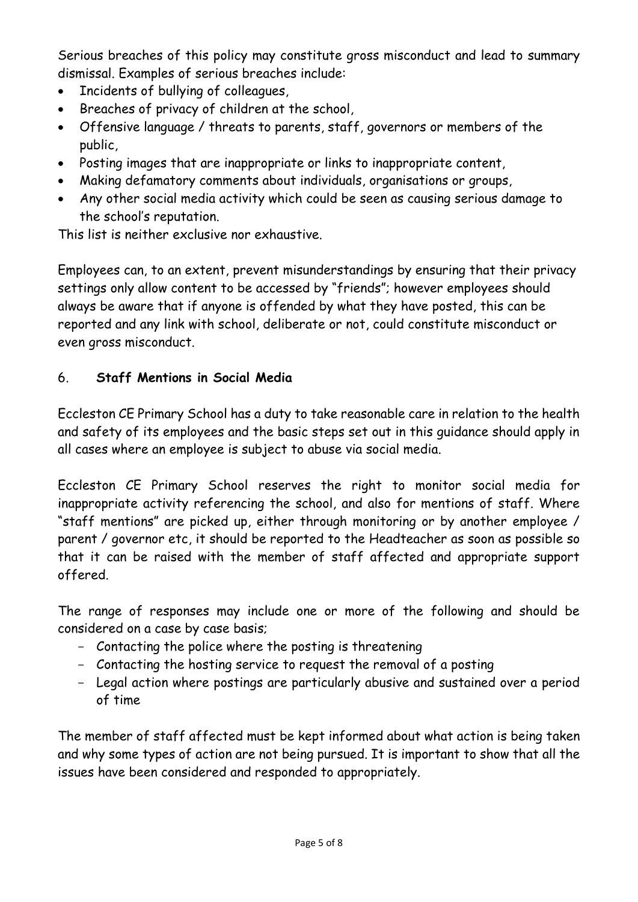Serious breaches of this policy may constitute gross misconduct and lead to summary dismissal. Examples of serious breaches include:

- Incidents of bullying of colleagues,
- Breaches of privacy of children at the school,
- Offensive language / threats to parents, staff, governors or members of the public,
- Posting images that are inappropriate or links to inappropriate content,
- Making defamatory comments about individuals, organisations or groups,
- Any other social media activity which could be seen as causing serious damage to the school's reputation.

This list is neither exclusive nor exhaustive.

Employees can, to an extent, prevent misunderstandings by ensuring that their privacy settings only allow content to be accessed by "friends"; however employees should always be aware that if anyone is offended by what they have posted, this can be reported and any link with school, deliberate or not, could constitute misconduct or even gross misconduct.

## 6. **Staff Mentions in Social Media**

Eccleston CE Primary School has a duty to take reasonable care in relation to the health and safety of its employees and the basic steps set out in this guidance should apply in all cases where an employee is subject to abuse via social media.

Eccleston CE Primary School reserves the right to monitor social media for inappropriate activity referencing the school, and also for mentions of staff. Where "staff mentions" are picked up, either through monitoring or by another employee / parent / governor etc, it should be reported to the Headteacher as soon as possible so that it can be raised with the member of staff affected and appropriate support offered.

The range of responses may include one or more of the following and should be considered on a case by case basis;

- Contacting the police where the posting is threatening
- Contacting the hosting service to request the removal of a posting
- Legal action where postings are particularly abusive and sustained over a period of time

The member of staff affected must be kept informed about what action is being taken and why some types of action are not being pursued. It is important to show that all the issues have been considered and responded to appropriately.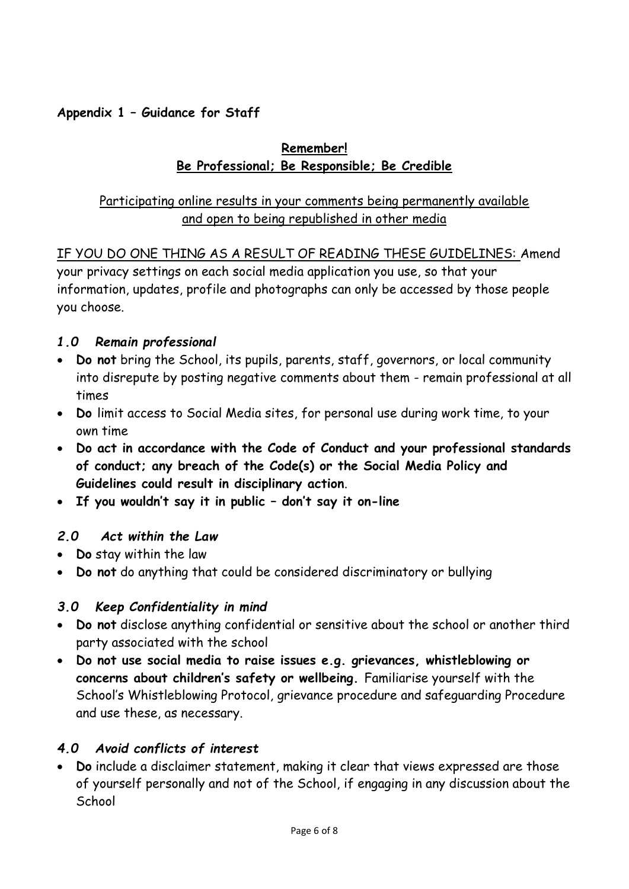**Appendix 1 – Guidance for Staff**

**Remember!**
**Be Professional; Be Responsible; Be Credible**

Participating online results in your comments being permanently available and open to being republished in other media

IF YOU DO ONE THING AS A RESULT OF READING THESE GUIDELINES: Amend your privacy settings on each social media application you use, so that your information, updates, profile and photographs can only be accessed by those people you choose.

### *1.0 Remain professional*

- **Do not** bring the School, its pupils, parents, staff, governors, or local community into disrepute by posting negative comments about them - remain professional at all times
- **Do** limit access to Social Media sites, for personal use during work time, to your own time
- **Do act in accordance with the Code of Conduct and your professional standards of conduct; any breach of the Code(s) or the Social Media Policy and Guidelines could result in disciplinary action**.
- **If you wouldn't say it in public – don't say it on-line**

### *2.0 Act within the Law*

- **Do** stay within the law
- **Do not** do anything that could be considered discriminatory or bullying

### *3.0 Keep Confidentiality in mind*

- **Do not** disclose anything confidential or sensitive about the school or another third party associated with the school
- **Do not use social media to raise issues e.g. grievances, whistleblowing or concerns about children's safety or wellbeing.** Familiarise yourself with the School's Whistleblowing Protocol, grievance procedure and safeguarding Procedure and use these, as necessary.

### *4.0 Avoid conflicts of interest*

- **Do** include a disclaimer statement, making it clear that views expressed are those of yourself personally and not of the School, if engaging in any discussion about the School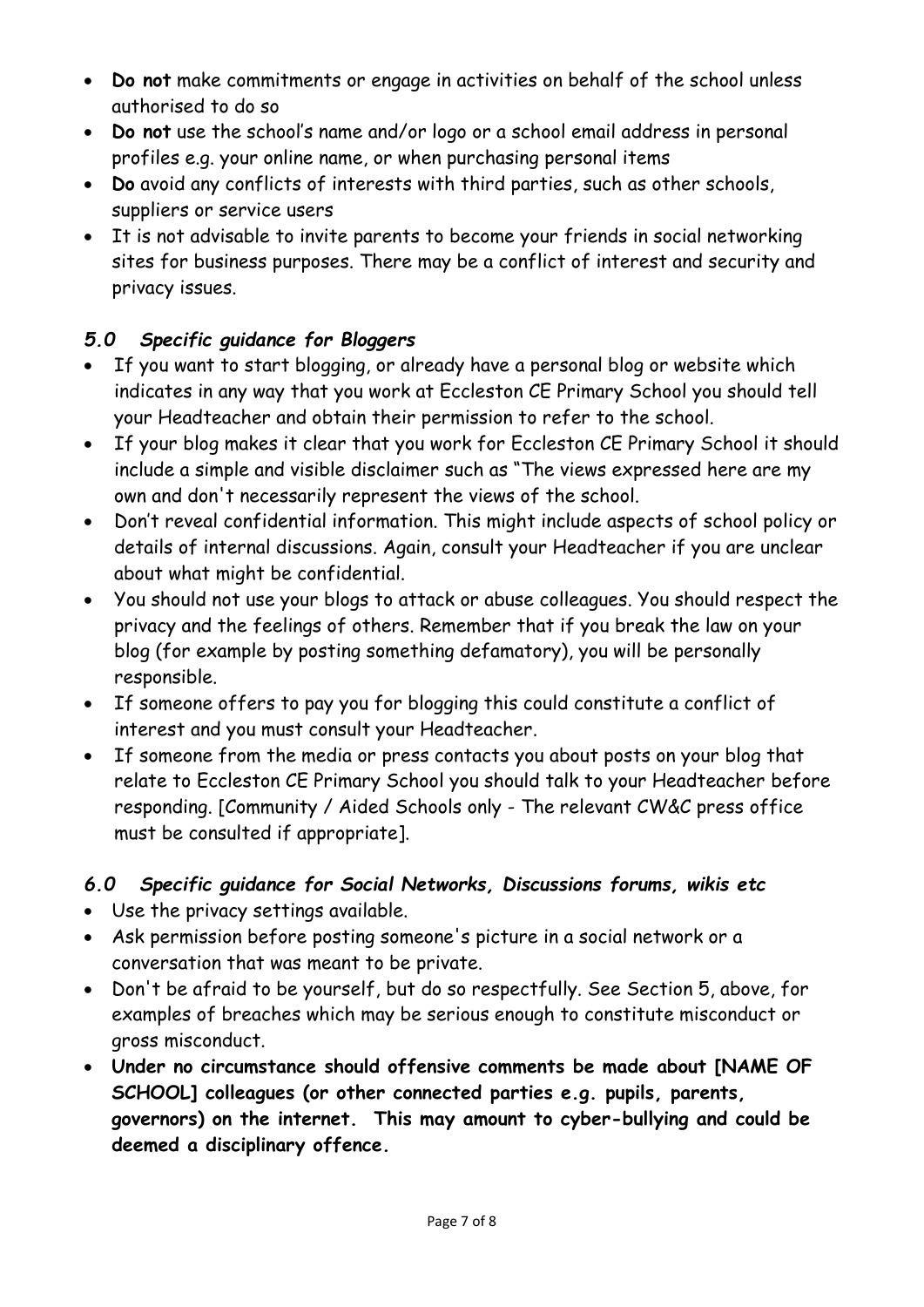- **Do not** make commitments or engage in activities on behalf of the school unless authorised to do so
- **Do not** use the school's name and/or logo or a school email address in personal profiles e.g. your online name, or when purchasing personal items
- **Do** avoid any conflicts of interests with third parties, such as other schools, suppliers or service users
- It is not advisable to invite parents to become your friends in social networking sites for business purposes. There may be a conflict of interest and security and privacy issues.

### *5.0 Specific guidance for Bloggers*

- If you want to start blogging, or already have a personal blog or website which indicates in any way that you work at Eccleston CE Primary School you should tell your Headteacher and obtain their permission to refer to the school.
- If your blog makes it clear that you work for Eccleston CE Primary School it should include a simple and visible disclaimer such as "The views expressed here are my own and don't necessarily represent the views of the school.
- Don't reveal confidential information. This might include aspects of school policy or details of internal discussions. Again, consult your Headteacher if you are unclear about what might be confidential.
- You should not use your blogs to attack or abuse colleagues. You should respect the privacy and the feelings of others. Remember that if you break the law on your blog (for example by posting something defamatory), you will be personally responsible.
- If someone offers to pay you for blogging this could constitute a conflict of interest and you must consult your Headteacher.
- If someone from the media or press contacts you about posts on your blog that relate to Eccleston CE Primary School you should talk to your Headteacher before responding. [Community / Aided Schools only - The relevant CW&C press office must be consulted if appropriate].

### *6.0 Specific guidance for Social Networks, Discussions forums, wikis etc*

- Use the privacy settings available.
- Ask permission before posting someone's picture in a social network or a conversation that was meant to be private.
- Don't be afraid to be yourself, but do so respectfully. See Section 5, above, for examples of breaches which may be serious enough to constitute misconduct or gross misconduct.
- **Under no circumstance should offensive comments be made about [NAME OF SCHOOL] colleagues (or other connected parties e.g. pupils, parents, governors) on the internet. This may amount to cyber-bullying and could be deemed a disciplinary offence.**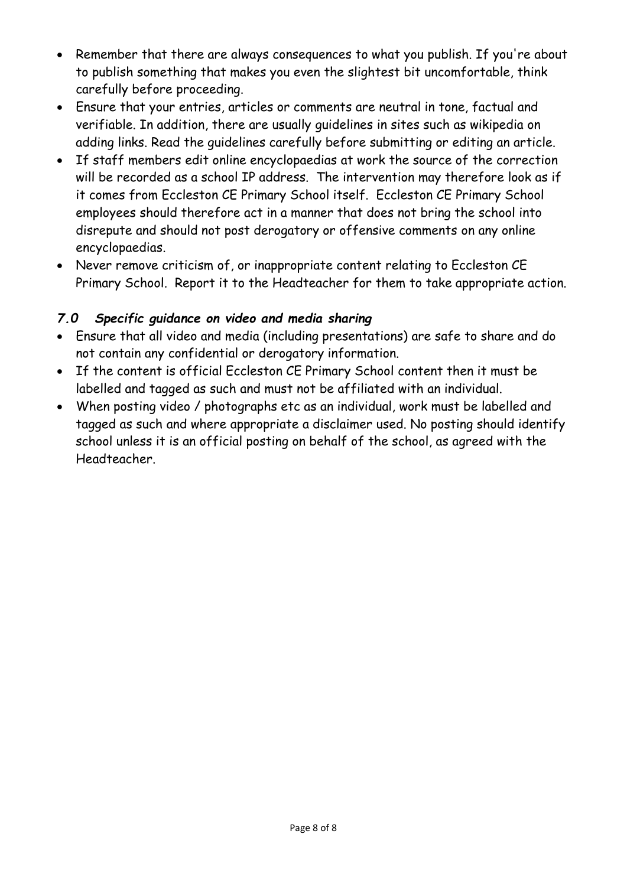- Remember that there are always consequences to what you publish. If you're about to publish something that makes you even the slightest bit uncomfortable, think carefully before proceeding.
- Ensure that your entries, articles or comments are neutral in tone, factual and verifiable. In addition, there are usually guidelines in sites such as wikipedia on adding links. Read the guidelines carefully before submitting or editing an article.
- If staff members edit online encyclopaedias at work the source of the correction will be recorded as a school IP address. The intervention may therefore look as if it comes from Eccleston CE Primary School itself. Eccleston CE Primary School employees should therefore act in a manner that does not bring the school into disrepute and should not post derogatory or offensive comments on any online encyclopaedias.
- Never remove criticism of, or inappropriate content relating to Eccleston CE Primary School. Report it to the Headteacher for them to take appropriate action.

### *7.0 Specific guidance on video and media sharing*

- Ensure that all video and media (including presentations) are safe to share and do not contain any confidential or derogatory information.
- If the content is official Eccleston CE Primary School content then it must be labelled and tagged as such and must not be affiliated with an individual.
- When posting video / photographs etc as an individual, work must be labelled and tagged as such and where appropriate a disclaimer used. No posting should identify school unless it is an official posting on behalf of the school, as agreed with the Headteacher.